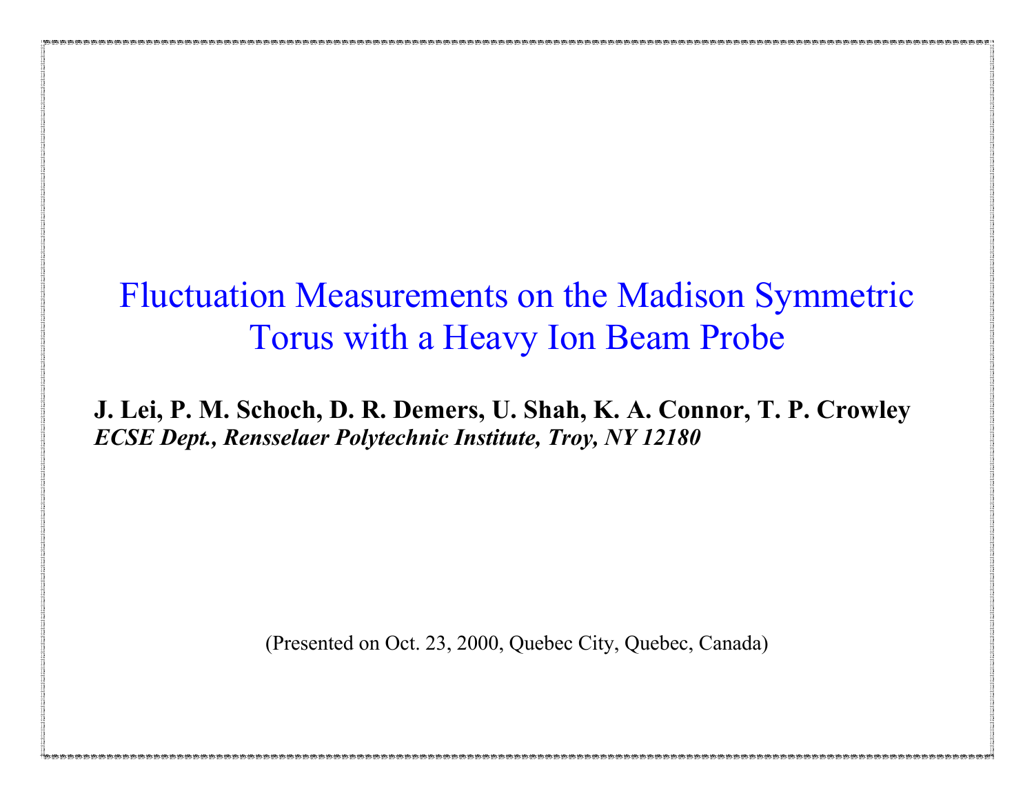# Fluctuation Measurements on the Madison Symmetric Torus with a Heavy Ion Beam Probe

**J. Lei, P. M. Schoch, D. R. Demers, U. Shah, K. A. Connor, T. P. Crowley**

***ECSE Dept., Rensselaer Polytechnic Institute, Troy, NY 12180***

(Presented on Oct. 23, 2000, Quebec City, Quebec, Canada)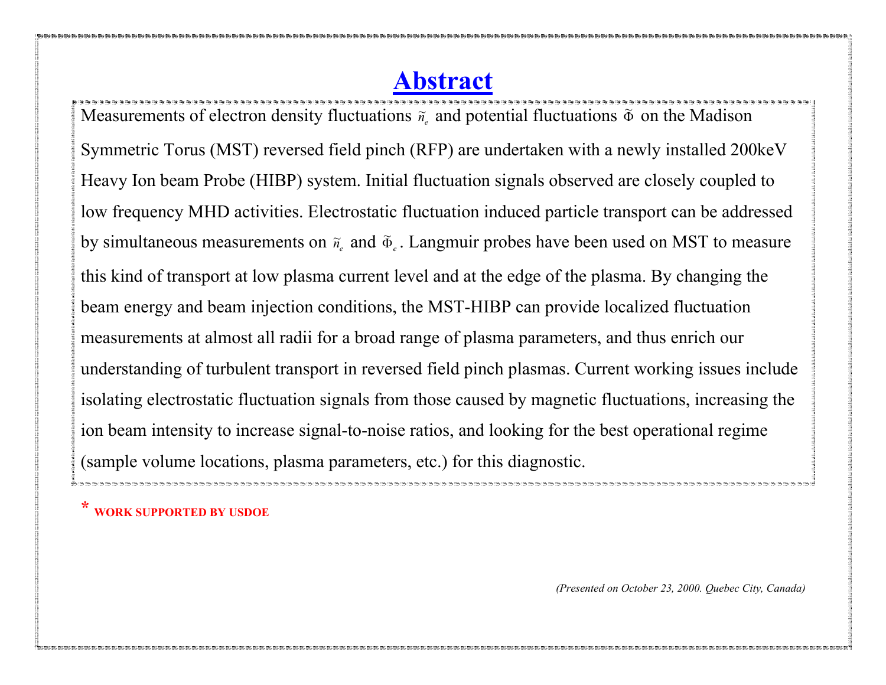# Abstract

Measurements of electron density fluctuations $\tilde{n}_e$ and potential fluctuations $\tilde{\Phi}$ on the Madison Symmetric Torus (MST) reversed field pinch (RFP) are undertaken with a newly installed 200keV Heavy Ion beam Probe (HIBP) system. Initial fluctuation signals observed are closely coupled to low frequency MHD activities. Electrostatic fluctuation induced particle transport can be addressed by simultaneous measurements on $\tilde{n}_e$ and $\tilde{\Phi}_e$. Langmuir probes have been used on MST to measure this kind of transport at low plasma current level and at the edge of the plasma. By changing the beam energy and beam injection conditions, the MST-HIBP can provide localized fluctuation measurements at almost all radii for a broad range of plasma parameters, and thus enrich our understanding of turbulent transport in reversed field pinch plasmas. Current working issues include isolating electrostatic fluctuation signals from those caused by magnetic fluctuations, increasing the ion beam intensity to increase signal-to-noise ratios, and looking for the best operational regime (sample volume locations, plasma parameters, etc.) for this diagnostic.

**\* WORK SUPPORTED BY USDOE**

*(Presented on October 23, 2000. Quebec City, Canada)*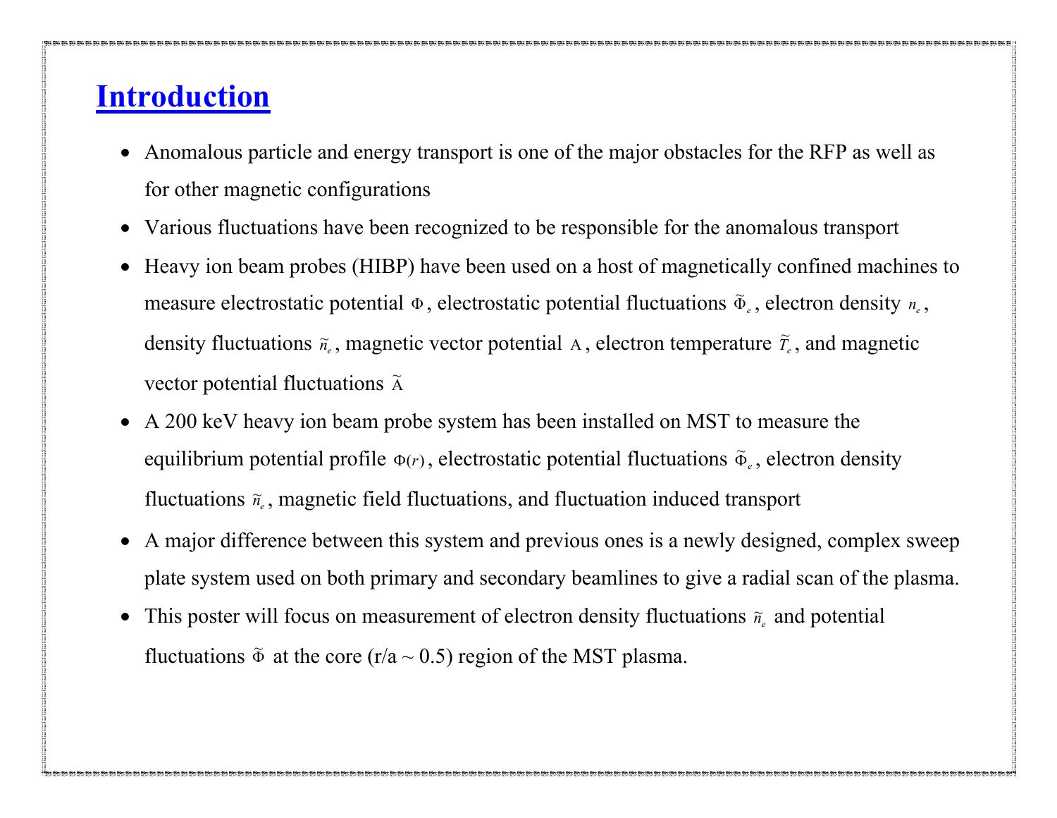# Introduction

- Anomalous particle and energy transport is one of the major obstacles for the RFP as well as for other magnetic configurations
- Various fluctuations have been recognized to be responsible for the anomalous transport
- Heavy ion beam probes (HIBP) have been used on a host of magnetically confined machines to measure electrostatic potential $\Phi$, electrostatic potential fluctuations $\tilde{\Phi}_e$, electron density $n_e$, density fluctuations $\tilde{n}_e$, magnetic vector potential $A$, electron temperature $\tilde{T}_e$, and magnetic vector potential fluctuations $\tilde{A}$
- A 200 keV heavy ion beam probe system has been installed on MST to measure the equilibrium potential profile $\Phi(r)$, electrostatic potential fluctuations $\tilde{\Phi}_e$, electron density fluctuations $\tilde{n}_e$, magnetic field fluctuations, and fluctuation induced transport
- A major difference between this system and previous ones is a newly designed, complex sweep plate system used on both primary and secondary beamlines to give a radial scan of the plasma.
- This poster will focus on measurement of electron density fluctuations $\tilde{n}_e$ and potential fluctuations $\tilde{\Phi}$ at the core (r/a ~ 0.5) region of the MST plasma.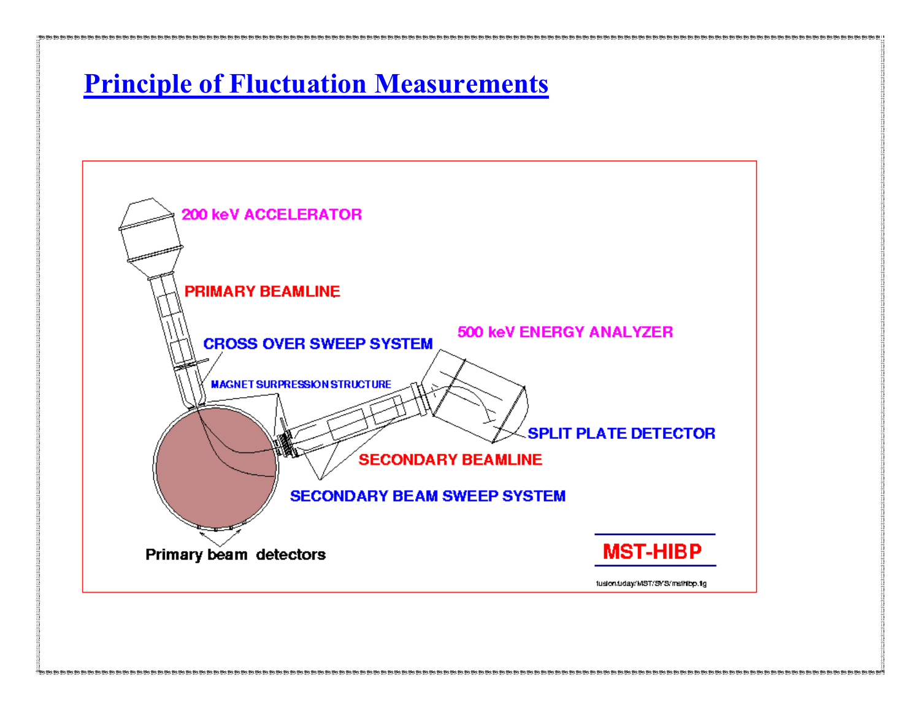# Principle of Fluctuation Measurements

200 keV ACCELERATOR

PRIMARY BEAMLINE

CROSS OVER SWEEP SYSTEM

MAGNET SURPRESSION STRUCTURE

500 keV ENERGY ANALYZER

SPLIT PLATE DETECTOR

SECONDARY BEAMLINE

SECONDARY BEAM SWEEP SYSTEM

Primary beam detectors

MST-HIBP

fusion.uday/MST/SYS/msthibp.fig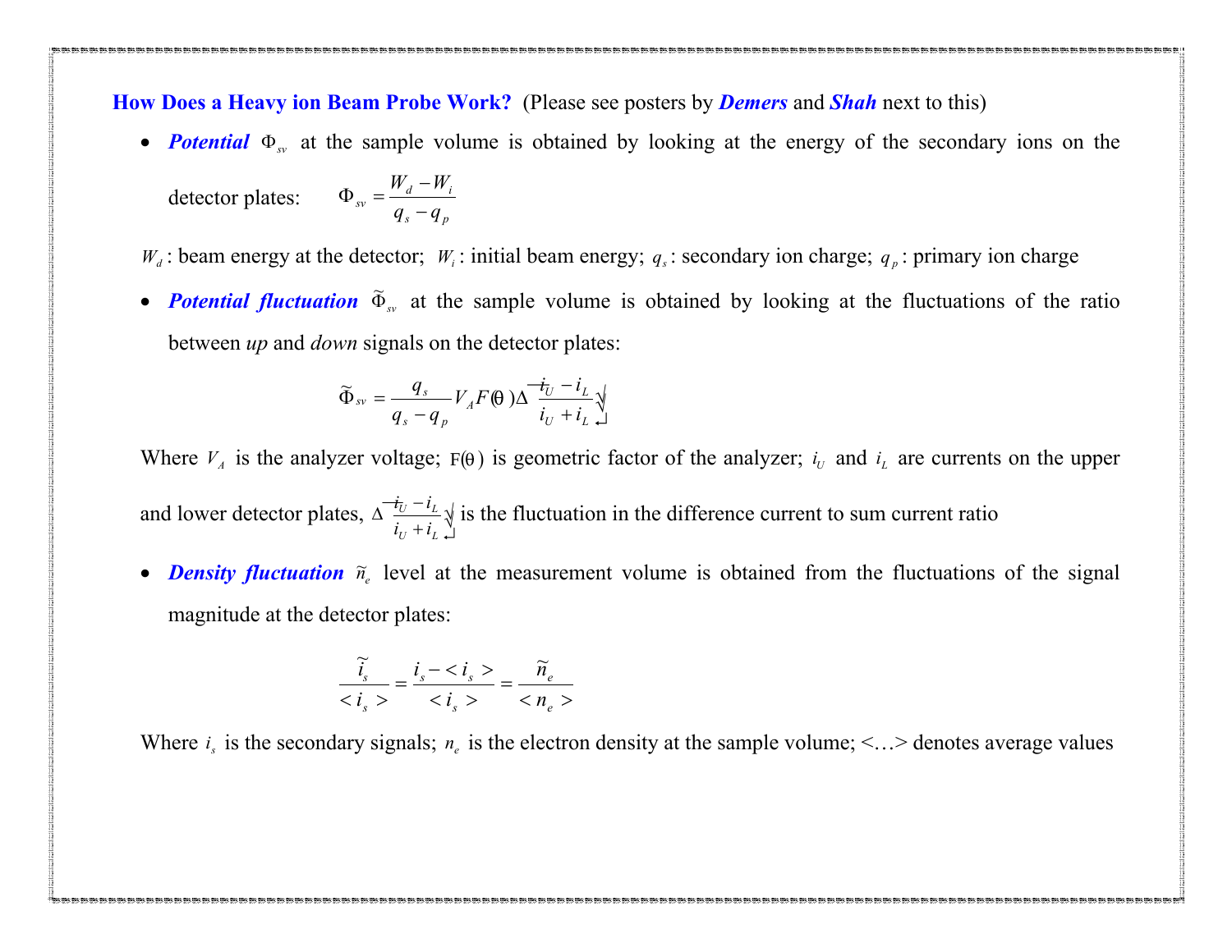**How Does a Heavy ion Beam Probe Work?** (Please see posters by ***Demers*** and ***Shah*** next to this)

- ***Potential*** $\Phi_{sv}$ at the sample volume is obtained by looking at the energy of the secondary ions on the detector plates: $\Phi_{sv} = \dfrac{W_d - W_i}{q_s - q_p}$

$W_d$: beam energy at the detector; $W_i$: initial beam energy; $q_s$: secondary ion charge; $q_p$: primary ion charge

- ***Potential fluctuation*** $\widetilde{\Phi}_{sv}$ at the sample volume is obtained by looking at the fluctuations of the ratio between *up* and *down* signals on the detector plates:

$$\widetilde{\Phi}_{sv} = \frac{q_s}{q_s - q_p} V_A F(\theta) \Delta \left( \frac{i_U - i_L}{i_U + i_L} \right)$$

Where $V_A$ is the analyzer voltage; $F(\theta)$ is geometric factor of the analyzer; $i_U$ and $i_L$ are currents on the upper and lower detector plates, $\Delta \left( \frac{i_U - i_L}{i_U + i_L} \right)$ is the fluctuation in the difference current to sum current ratio

- ***Density fluctuation*** $\widetilde{n}_e$ level at the measurement volume is obtained from the fluctuations of the signal magnitude at the detector plates:

$$\frac{\widetilde{i}_s}{< i_s >} = \frac{i_s - < i_s >}{< i_s >} = \frac{\widetilde{n}_e}{< n_e >}$$

Where $i_s$ is the secondary signals; $n_e$ is the electron density at the sample volume; <…> denotes average values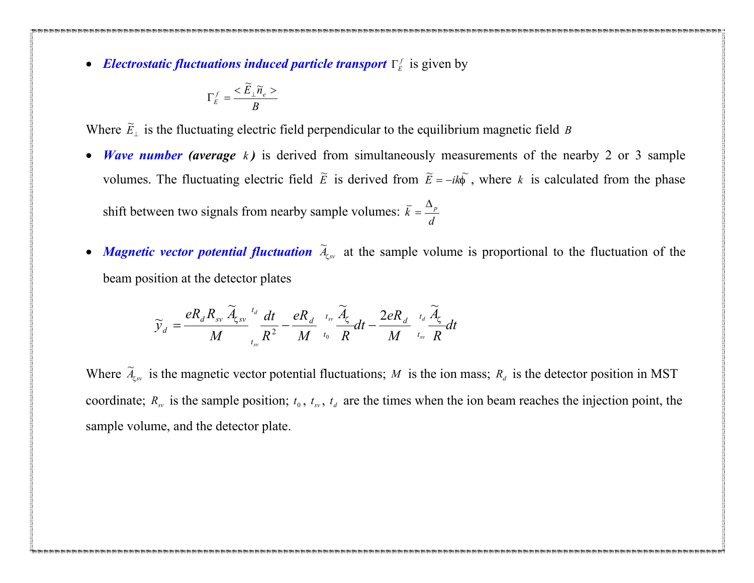- ***Electrostatic fluctuations induced particle transport*** $\Gamma_E^f$ is given by

$$\Gamma_E^f = \frac{<\tilde{E}_\perp \tilde{n}_e>}{B}$$

Where $\tilde{E}_\perp$ is the fluctuating electric field perpendicular to the equilibrium magnetic field $B$

- ***Wave number (average*** $k$***)*** is derived from simultaneously measurements of the nearby 2 or 3 sample volumes. The fluctuating electric field $\tilde{E}$ is derived from $\tilde{E} = -ik\tilde{\phi}$, where $k$ is calculated from the phase shift between two signals from nearby sample volumes: $\bar{k} = \frac{\Delta_p}{d}$

- ***Magnetic vector potential fluctuation*** $\tilde{A}_{\zeta sv}$ at the sample volume is proportional to the fluctuation of the beam position at the detector plates

$$\tilde{y}_d = \frac{eR_d R_{sv}\tilde{A}_{\zeta sv}}{M}\int_{t_{sv}}^{t_d}\frac{dt}{R^2} - \frac{eR_d}{M}\int_{t_0}^{t_{sv}}\frac{\tilde{A}_\zeta}{R}dt - \frac{2eR_d}{M}\int_{t_{sv}}^{t_d}\frac{\tilde{A}_\zeta}{R}dt$$

Where $\tilde{A}_{\zeta sv}$ is the magnetic vector potential fluctuations; $M$ is the ion mass; $R_d$ is the detector position in MST coordinate; $R_{sv}$ is the sample position; $t_0$, $t_{sv}$, $t_d$ are the times when the ion beam reaches the injection point, the sample volume, and the detector plate.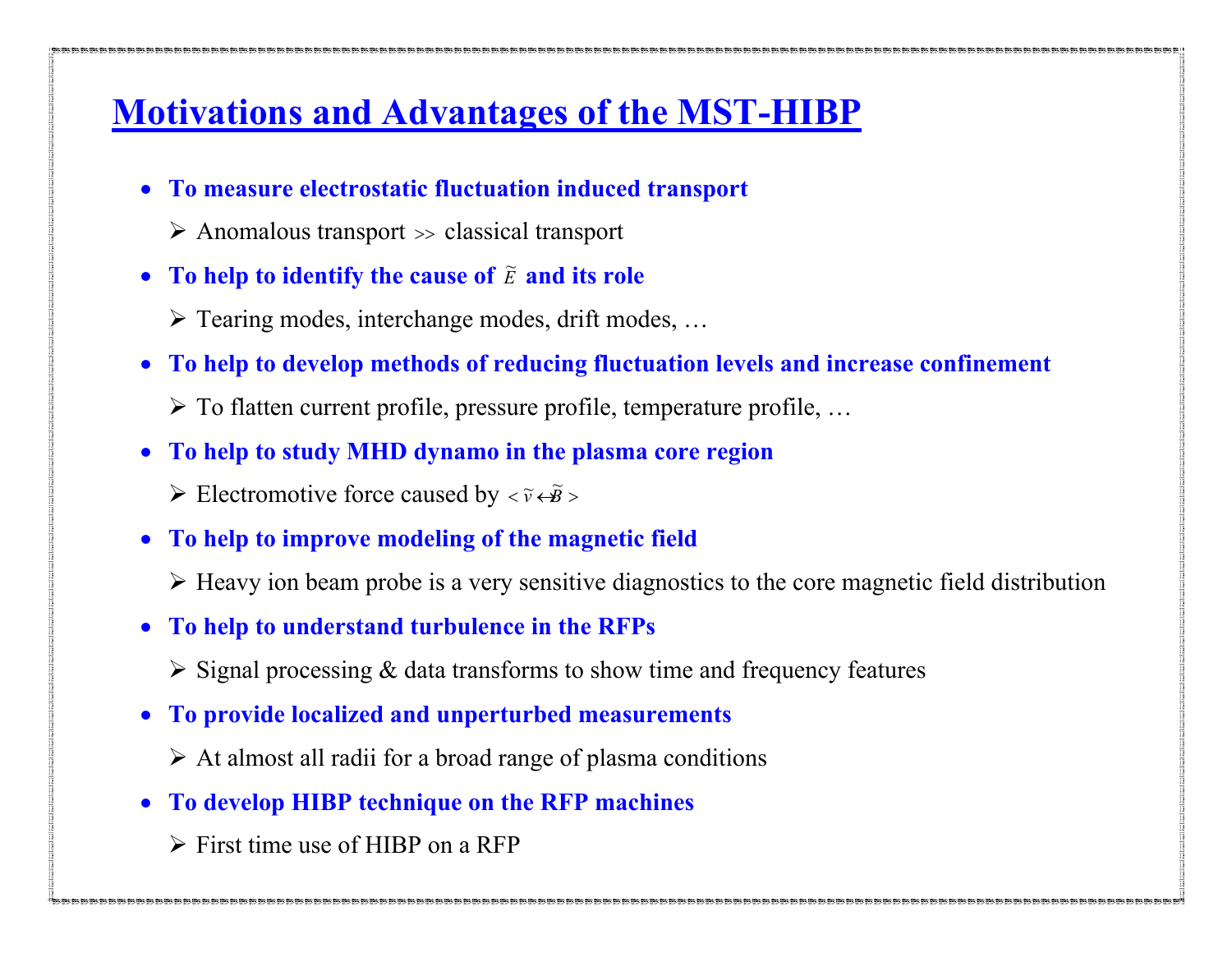# Motivations and Advantages of the MST-HIBP

- **To measure electrostatic fluctuation induced transport**
  - Anomalous transport $\gg$ classical transport
- **To help to identify the cause of $\tilde{E}$ and its role**
  - Tearing modes, interchange modes, drift modes, …
- **To help to develop methods of reducing fluctuation levels and increase confinement**
  - To flatten current profile, pressure profile, temperature profile, …
- **To help to study MHD dynamo in the plasma core region**
  - Electromotive force caused by $< \tilde{v} \times \tilde{B} >$
- **To help to improve modeling of the magnetic field**
  - Heavy ion beam probe is a very sensitive diagnostics to the core magnetic field distribution
- **To help to understand turbulence in the RFPs**
  - Signal processing & data transforms to show time and frequency features
- **To provide localized and unperturbed measurements**
  - At almost all radii for a broad range of plasma conditions
- **To develop HIBP technique on the RFP machines**
  - First time use of HIBP on a RFP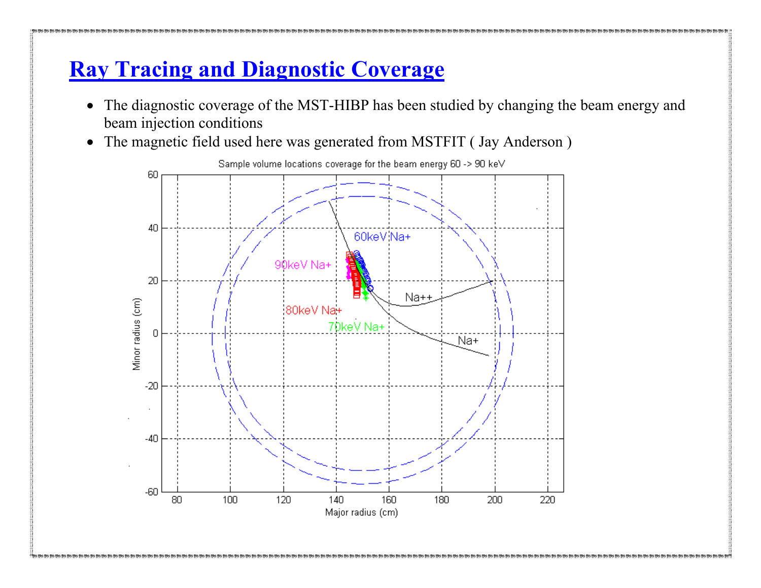# Ray Tracing and Diagnostic Coverage

- The diagnostic coverage of the MST-HIBP has been studied by changing the beam energy and beam injection conditions
- The magnetic field used here was generated from MSTFIT ( Jay Anderson )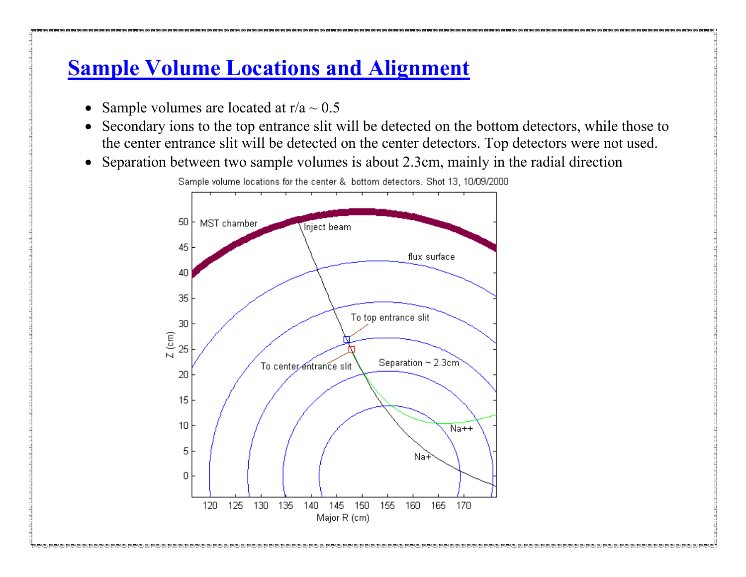# Sample Volume Locations and Alignment

- Sample volumes are located at r/a ~ 0.5
- Secondary ions to the top entrance slit will be detected on the bottom detectors, while those to the center entrance slit will be detected on the center detectors. Top detectors were not used.
- Separation between two sample volumes is about 2.3cm, mainly in the radial direction

Sample volume locations for the center & bottom detectors. Shot 13, 10/09/2000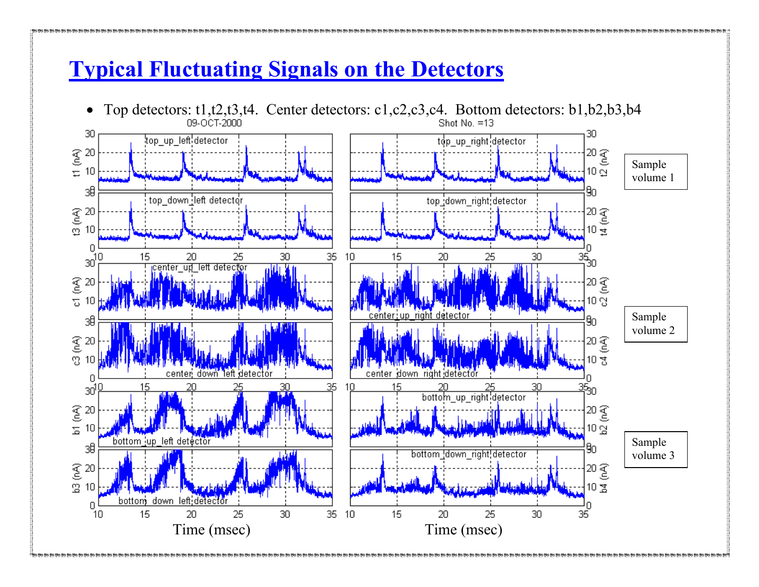# Typical Fluctuating Signals on the Detectors

- Top detectors: t1,t2,t3,t4. Center detectors: c1,c2,c3,c4. Bottom detectors: b1,b2,b3,b4

Sample volume 1

Sample volume 2

Sample volume 3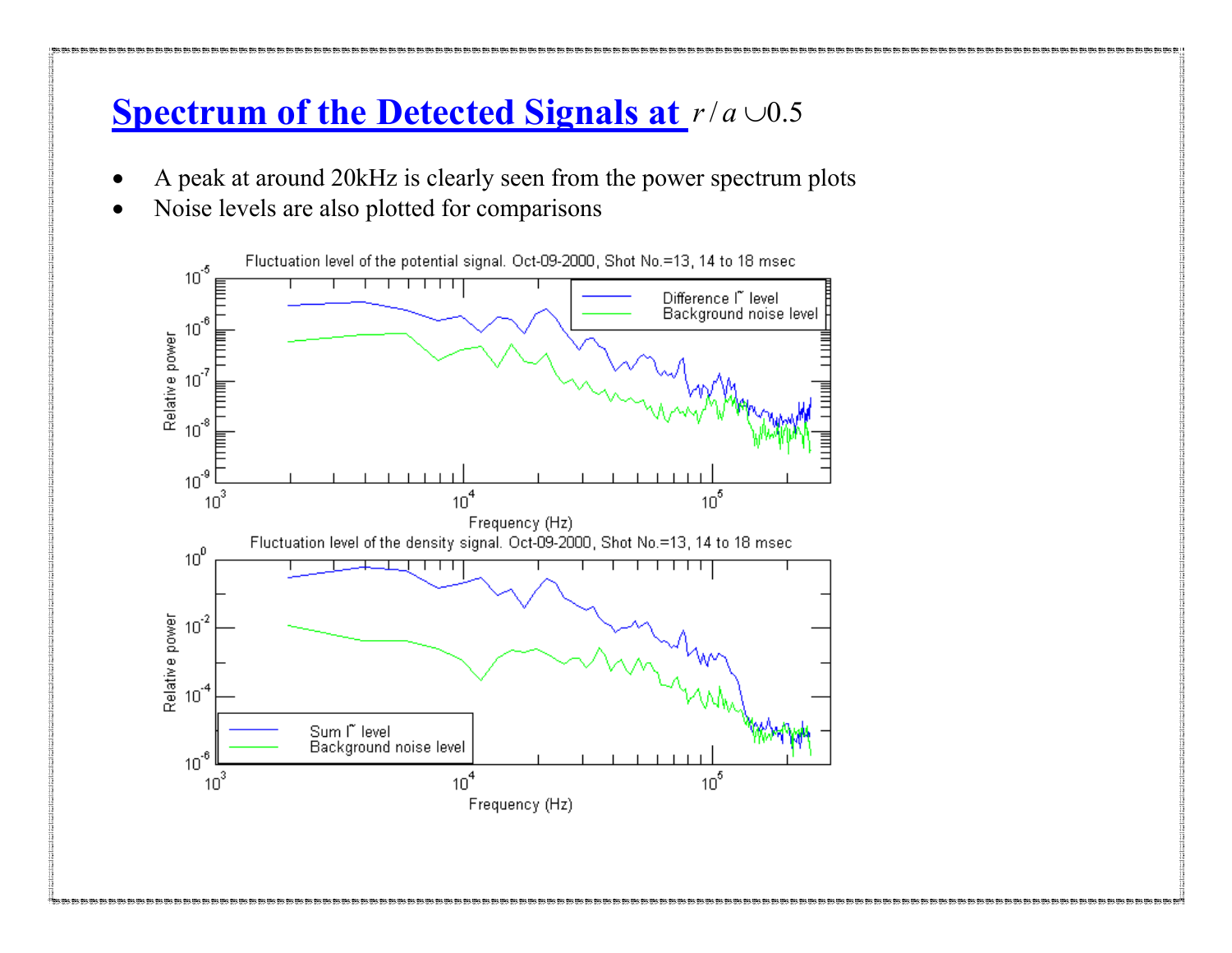# Spectrum of the Detected Signals at $r/a \sim 0.5$

- A peak at around 20kHz is clearly seen from the power spectrum plots
- Noise levels are also plotted for comparisons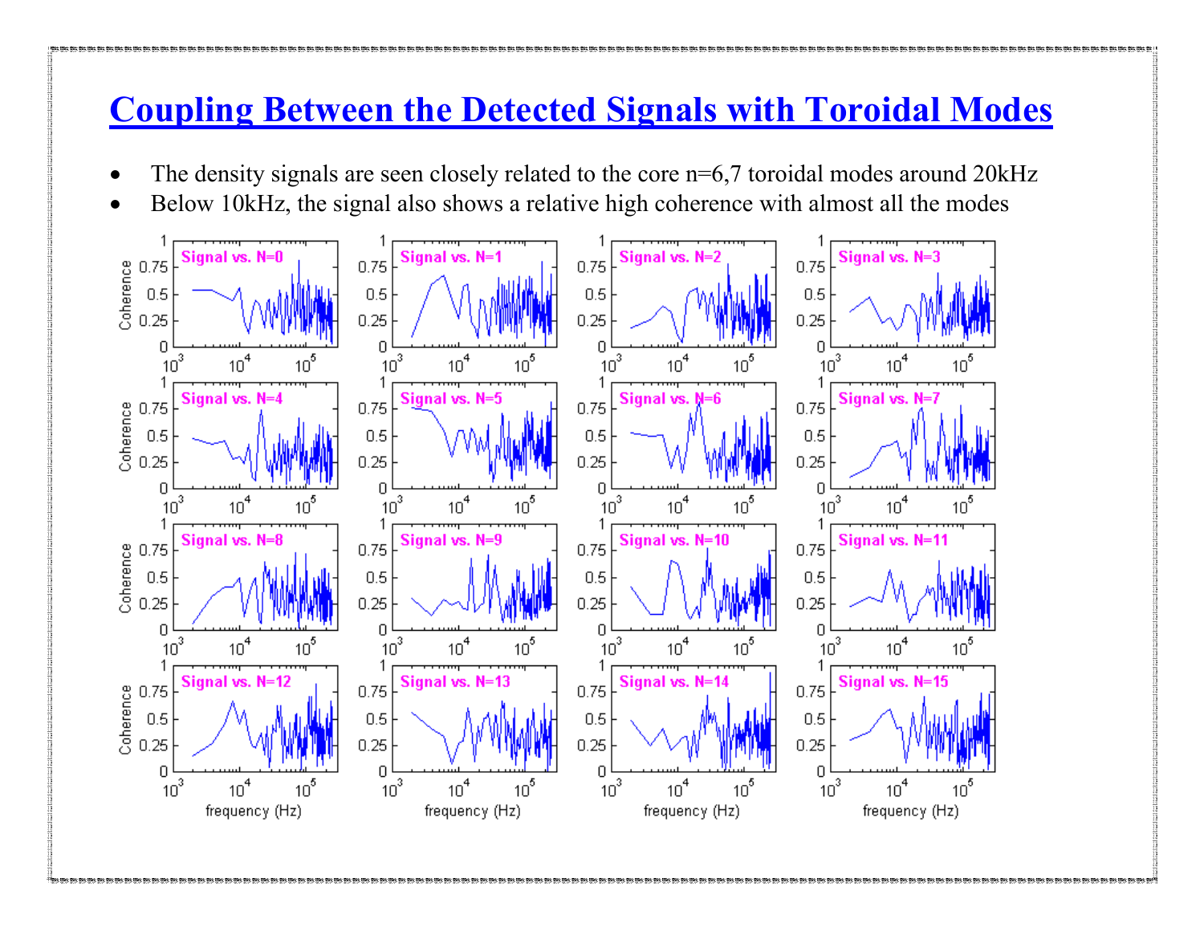# Coupling Between the Detected Signals with Toroidal Modes

- The density signals are seen closely related to the core n=6,7 toroidal modes around 20kHz
- Below 10kHz, the signal also shows a relative high coherence with almost all the modes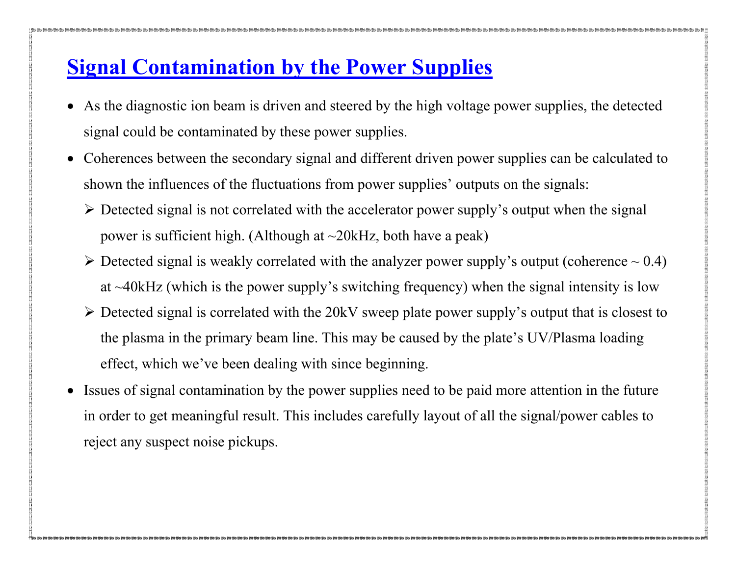# Signal Contamination by the Power Supplies

- As the diagnostic ion beam is driven and steered by the high voltage power supplies, the detected signal could be contaminated by these power supplies.
- Coherences between the secondary signal and different driven power supplies can be calculated to shown the influences of the fluctuations from power supplies' outputs on the signals:
  - Detected signal is not correlated with the accelerator power supply's output when the signal power is sufficient high. (Although at ~20kHz, both have a peak)
  - Detected signal is weakly correlated with the analyzer power supply's output (coherence ~ 0.4) at ~40kHz (which is the power supply's switching frequency) when the signal intensity is low
  - Detected signal is correlated with the 20kV sweep plate power supply's output that is closest to the plasma in the primary beam line. This may be caused by the plate's UV/Plasma loading effect, which we've been dealing with since beginning.
- Issues of signal contamination by the power supplies need to be paid more attention in the future in order to get meaningful result. This includes carefully layout of all the signal/power cables to reject any suspect noise pickups.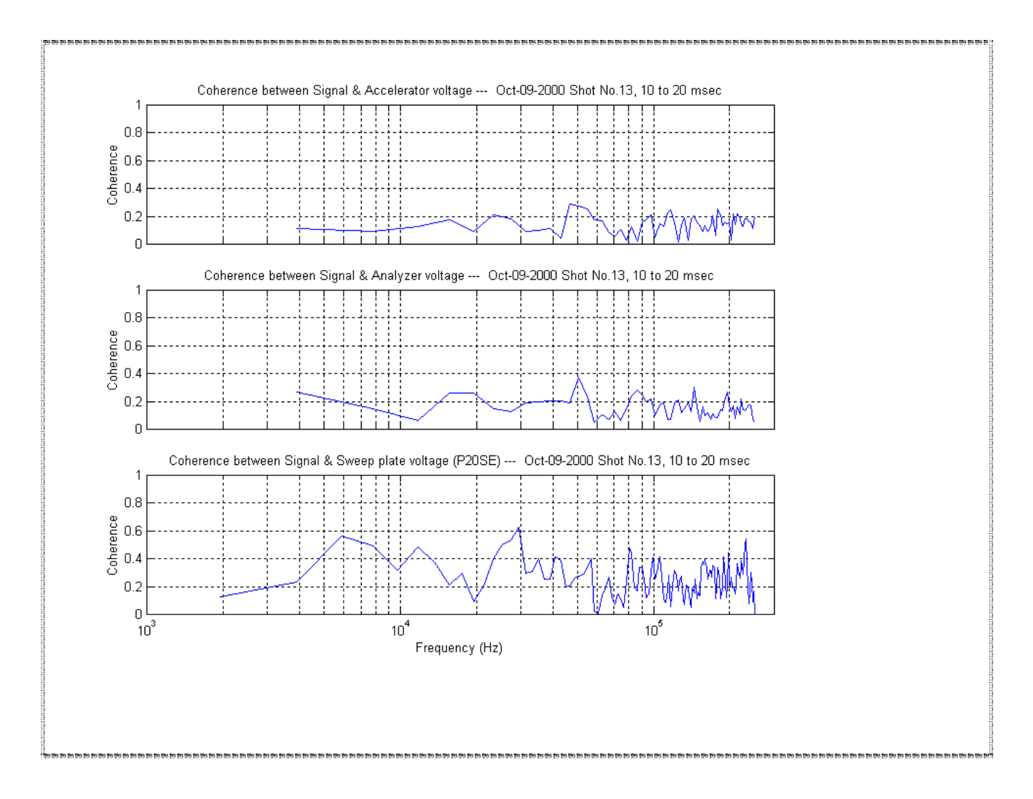Coherence between Signal & Accelerator voltage --- Oct-09-2000 Shot No.13, 10 to 20 msec

Coherence between Signal & Analyzer voltage --- Oct-09-2000 Shot No.13, 10 to 20 msec

Coherence between Signal & Sweep plate voltage (P20SE) --- Oct-09-2000 Shot No.13, 10 to 20 msec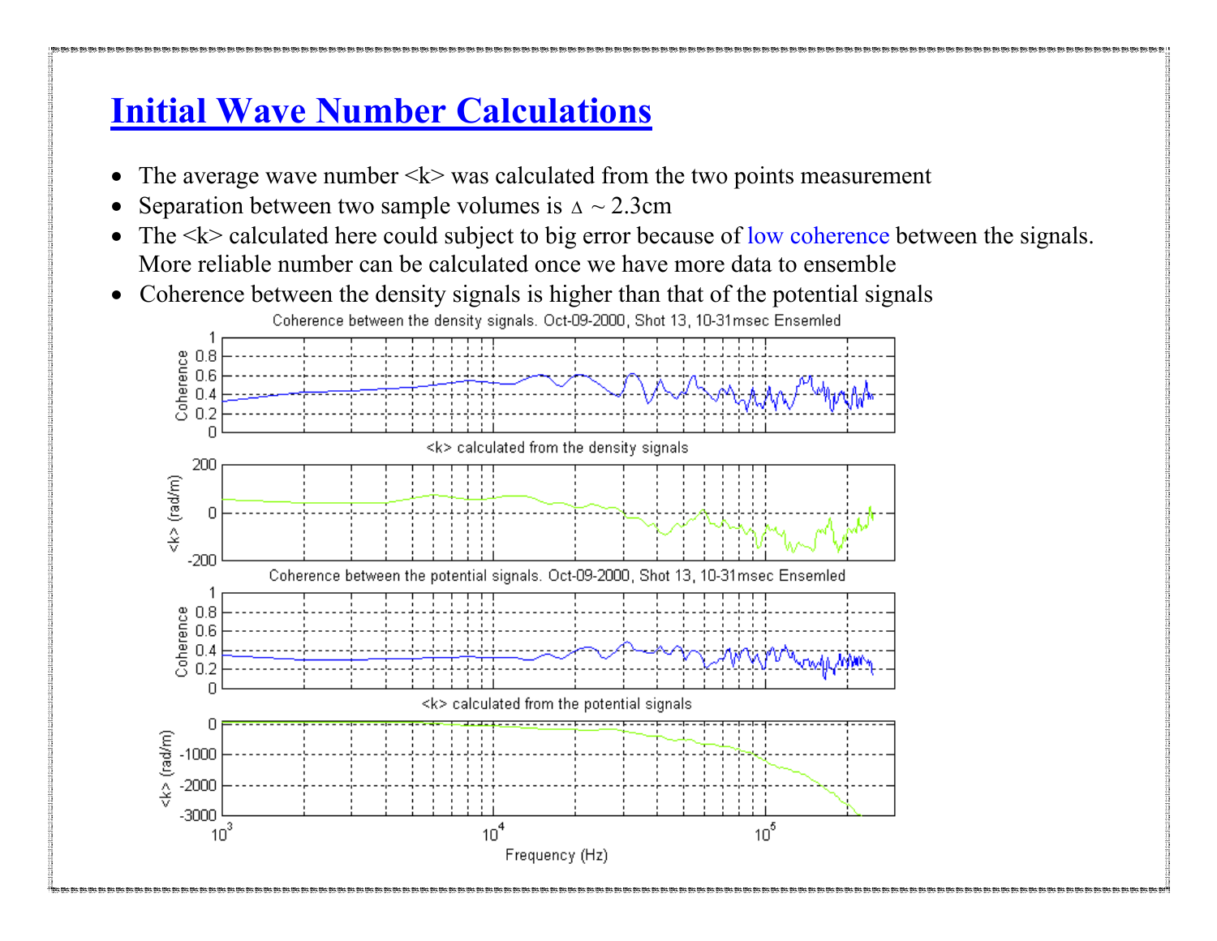# Initial Wave Number Calculations

- The average wave number <k> was calculated from the two points measurement
- Separation between two sample volumes is $\Delta \sim 2.3$cm
- The <k> calculated here could subject to big error because of low coherence between the signals. More reliable number can be calculated once we have more data to ensemble
- Coherence between the density signals is higher than that of the potential signals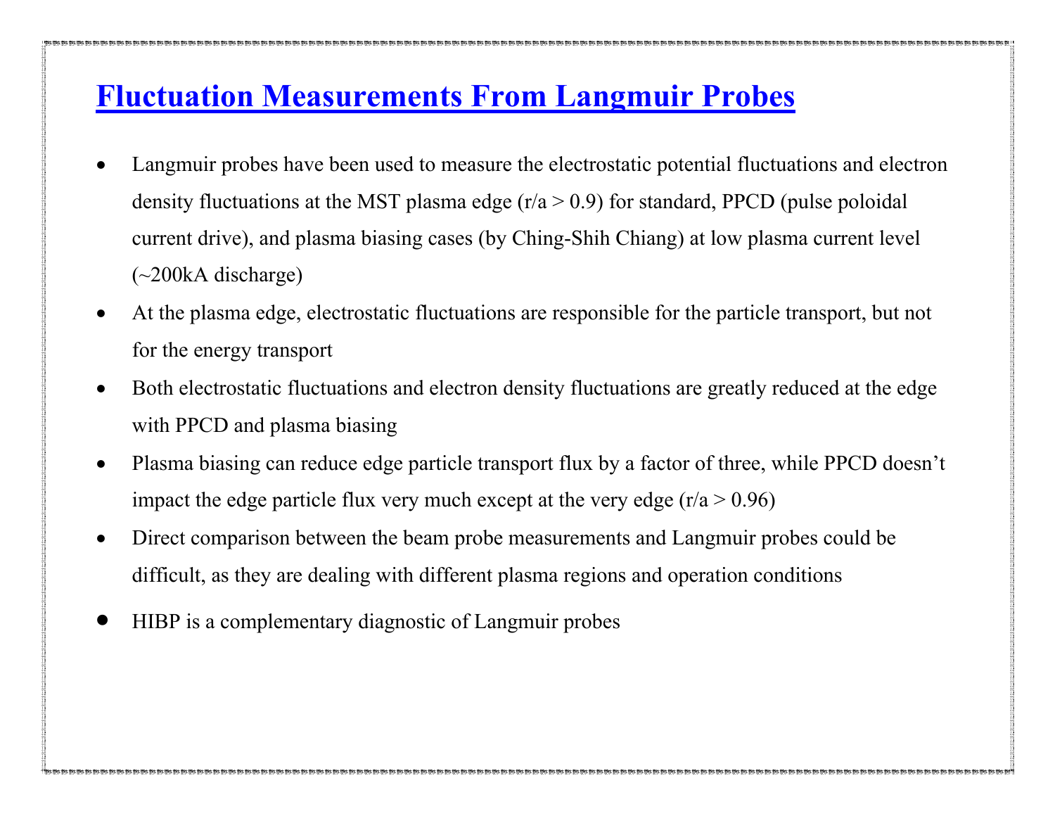# Fluctuation Measurements From Langmuir Probes

- Langmuir probes have been used to measure the electrostatic potential fluctuations and electron density fluctuations at the MST plasma edge ($r/a > 0.9$) for standard, PPCD (pulse poloidal current drive), and plasma biasing cases (by Ching-Shih Chiang) at low plasma current level (~200kA discharge)
- At the plasma edge, electrostatic fluctuations are responsible for the particle transport, but not for the energy transport
- Both electrostatic fluctuations and electron density fluctuations are greatly reduced at the edge with PPCD and plasma biasing
- Plasma biasing can reduce edge particle transport flux by a factor of three, while PPCD doesn't impact the edge particle flux very much except at the very edge ($r/a > 0.96$)
- Direct comparison between the beam probe measurements and Langmuir probes could be difficult, as they are dealing with different plasma regions and operation conditions
- HIBP is a complementary diagnostic of Langmuir probes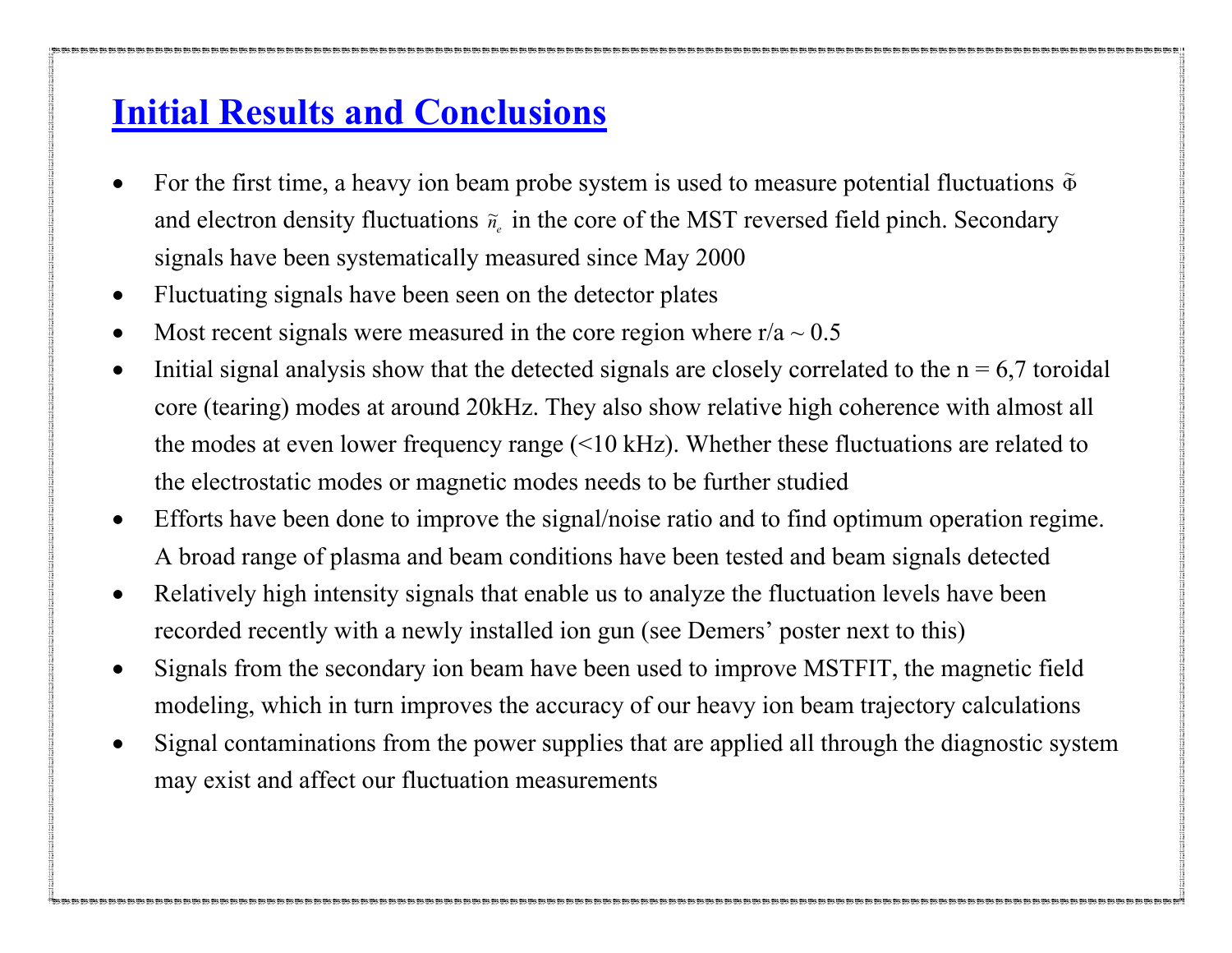## Initial Results and Conclusions

- For the first time, a heavy ion beam probe system is used to measure potential fluctuations $\tilde{\Phi}$ and electron density fluctuations $\tilde{n}_e$ in the core of the MST reversed field pinch. Secondary signals have been systematically measured since May 2000
- Fluctuating signals have been seen on the detector plates
- Most recent signals were measured in the core region where r/a ~ 0.5
- Initial signal analysis show that the detected signals are closely correlated to the n = 6,7 toroidal core (tearing) modes at around 20kHz. They also show relative high coherence with almost all the modes at even lower frequency range (<10 kHz). Whether these fluctuations are related to the electrostatic modes or magnetic modes needs to be further studied
- Efforts have been done to improve the signal/noise ratio and to find optimum operation regime. A broad range of plasma and beam conditions have been tested and beam signals detected
- Relatively high intensity signals that enable us to analyze the fluctuation levels have been recorded recently with a newly installed ion gun (see Demers' poster next to this)
- Signals from the secondary ion beam have been used to improve MSTFIT, the magnetic field modeling, which in turn improves the accuracy of our heavy ion beam trajectory calculations
- Signal contaminations from the power supplies that are applied all through the diagnostic system may exist and affect our fluctuation measurements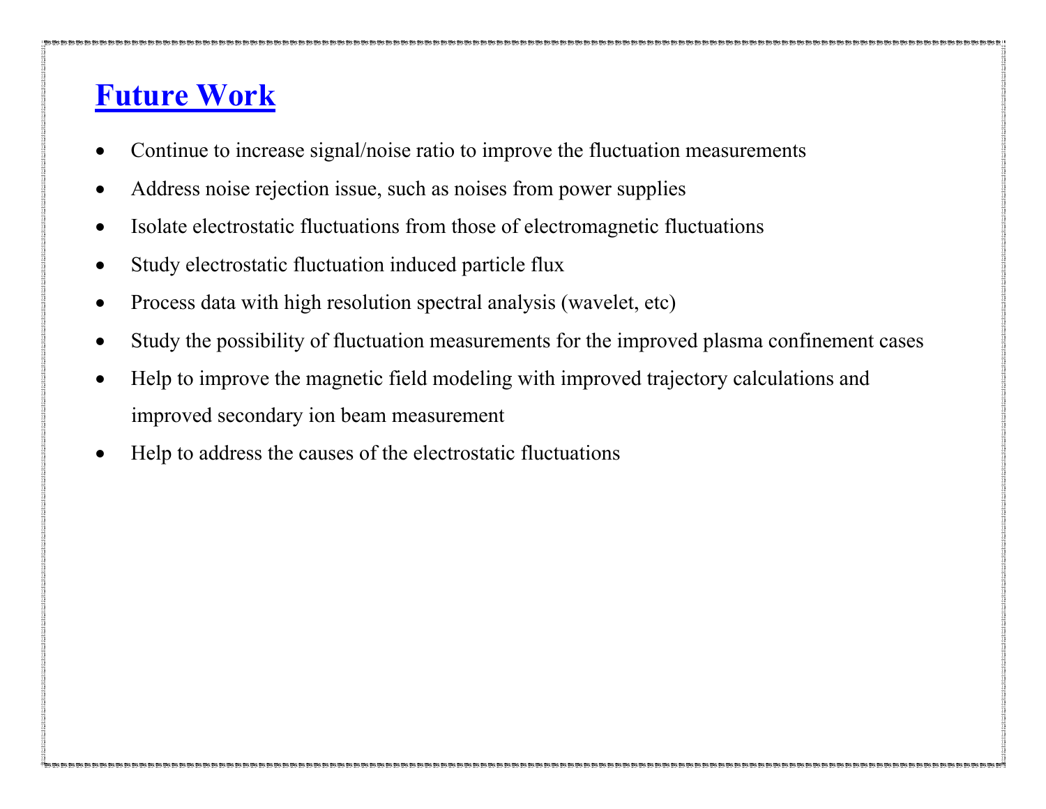# Future Work

- Continue to increase signal/noise ratio to improve the fluctuation measurements
- Address noise rejection issue, such as noises from power supplies
- Isolate electrostatic fluctuations from those of electromagnetic fluctuations
- Study electrostatic fluctuation induced particle flux
- Process data with high resolution spectral analysis (wavelet, etc)
- Study the possibility of fluctuation measurements for the improved plasma confinement cases
- Help to improve the magnetic field modeling with improved trajectory calculations and improved secondary ion beam measurement
- Help to address the causes of the electrostatic fluctuations